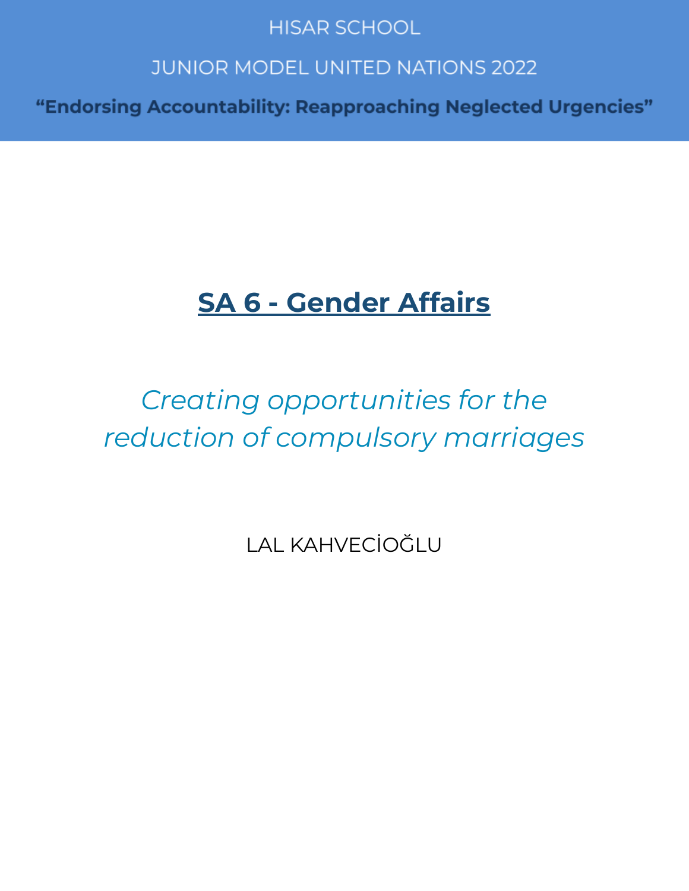HISAR SCHOOL

JUNIOR MODEL UNITED NATIONS 2022

**“Endorsing Accountability: Reapproaching Neglected Urgencies”**

# SA 6 - Gender Affairs

*Creating opportunities for the reduction of compulsory marriages*

LAL KAHVECİOĞLU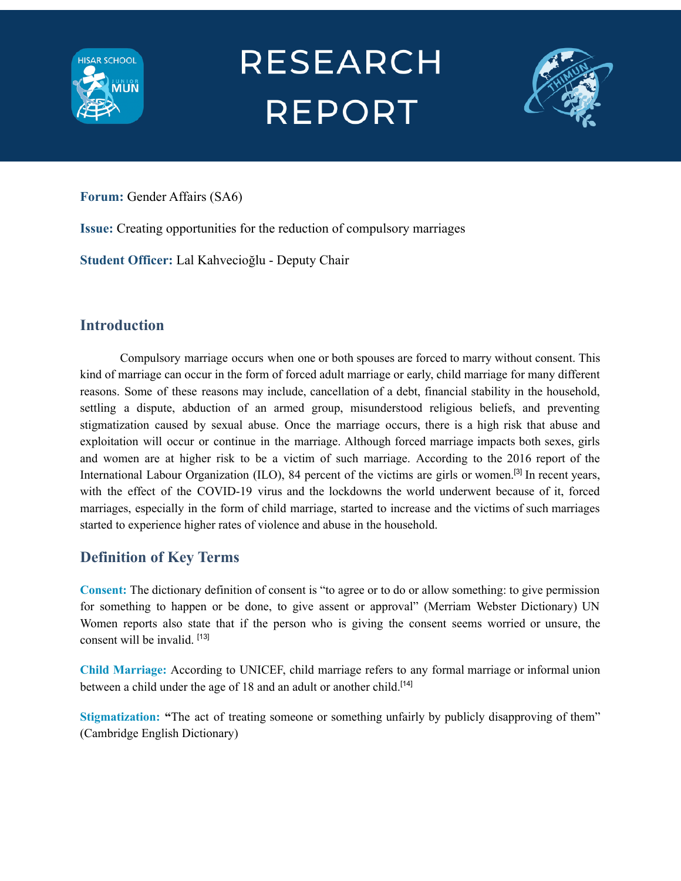# RESEARCH REPORT

**Forum:** Gender Affairs (SA6)

**Issue:** Creating opportunities for the reduction of compulsory marriages

**Student Officer:** Lal Kahvecioğlu - Deputy Chair

## Introduction

Compulsory marriage occurs when one or both spouses are forced to marry without consent. This kind of marriage can occur in the form of forced adult marriage or early, child marriage for many different reasons. Some of these reasons may include, cancellation of a debt, financial stability in the household, settling a dispute, abduction of an armed group, misunderstood religious beliefs, and preventing stigmatization caused by sexual abuse. Once the marriage occurs, there is a high risk that abuse and exploitation will occur or continue in the marriage. Although forced marriage impacts both sexes, girls and women are at higher risk to be a victim of such marriage. According to the 2016 report of the International Labour Organization (ILO), 84 percent of the victims are girls or women.[3] In recent years, with the effect of the COVID-19 virus and the lockdowns the world underwent because of it, forced marriages, especially in the form of child marriage, started to increase and the victims of such marriages started to experience higher rates of violence and abuse in the household.

## Definition of Key Terms

**Consent:** The dictionary definition of consent is "to agree or to do or allow something: to give permission for something to happen or be done, to give assent or approval" (Merriam Webster Dictionary) UN Women reports also state that if the person who is giving the consent seems worried or unsure, the consent will be invalid. [13]

**Child Marriage:** According to UNICEF, child marriage refers to any formal marriage or informal union between a child under the age of 18 and an adult or another child.[14]

**Stigmatization:** "The act of treating someone or something unfairly by publicly disapproving of them" (Cambridge English Dictionary)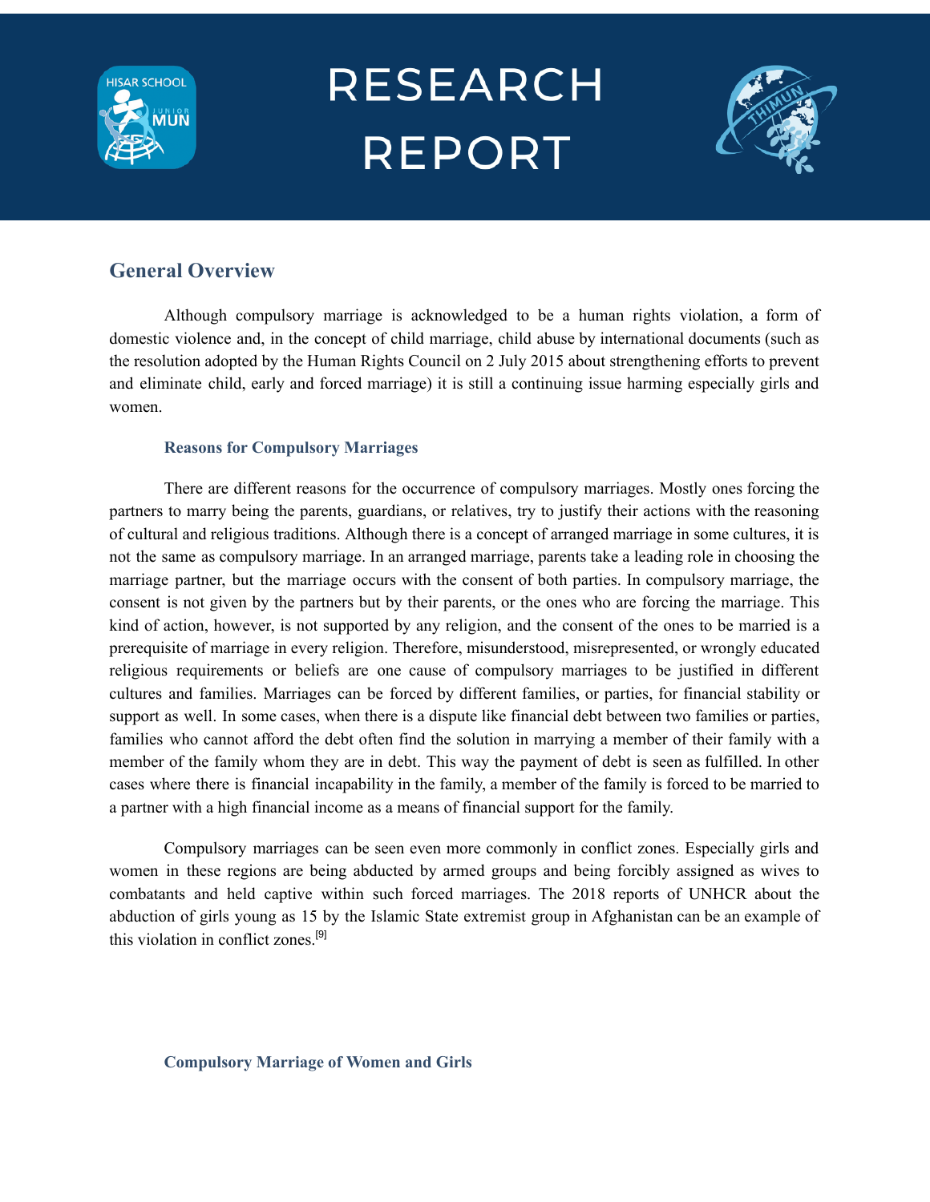## General Overview

Although compulsory marriage is acknowledged to be a human rights violation, a form of domestic violence and, in the concept of child marriage, child abuse by international documents (such as the resolution adopted by the Human Rights Council on 2 July 2015 about strengthening efforts to prevent and eliminate child, early and forced marriage) it is still a continuing issue harming especially girls and women.

### Reasons for Compulsory Marriages

There are different reasons for the occurrence of compulsory marriages. Mostly ones forcing the partners to marry being the parents, guardians, or relatives, try to justify their actions with the reasoning of cultural and religious traditions. Although there is a concept of arranged marriage in some cultures, it is not the same as compulsory marriage. In an arranged marriage, parents take a leading role in choosing the marriage partner, but the marriage occurs with the consent of both parties. In compulsory marriage, the consent is not given by the partners but by their parents, or the ones who are forcing the marriage. This kind of action, however, is not supported by any religion, and the consent of the ones to be married is a prerequisite of marriage in every religion. Therefore, misunderstood, misrepresented, or wrongly educated religious requirements or beliefs are one cause of compulsory marriages to be justified in different cultures and families. Marriages can be forced by different families, or parties, for financial stability or support as well. In some cases, when there is a dispute like financial debt between two families or parties, families who cannot afford the debt often find the solution in marrying a member of their family with a member of the family whom they are in debt. This way the payment of debt is seen as fulfilled. In other cases where there is financial incapability in the family, a member of the family is forced to be married to a partner with a high financial income as a means of financial support for the family.

Compulsory marriages can be seen even more commonly in conflict zones. Especially girls and women in these regions are being abducted by armed groups and being forcibly assigned as wives to combatants and held captive within such forced marriages. The 2018 reports of UNHCR about the abduction of girls young as 15 by the Islamic State extremist group in Afghanistan can be an example of this violation in conflict zones.[9]

### Compulsory Marriage of Women and Girls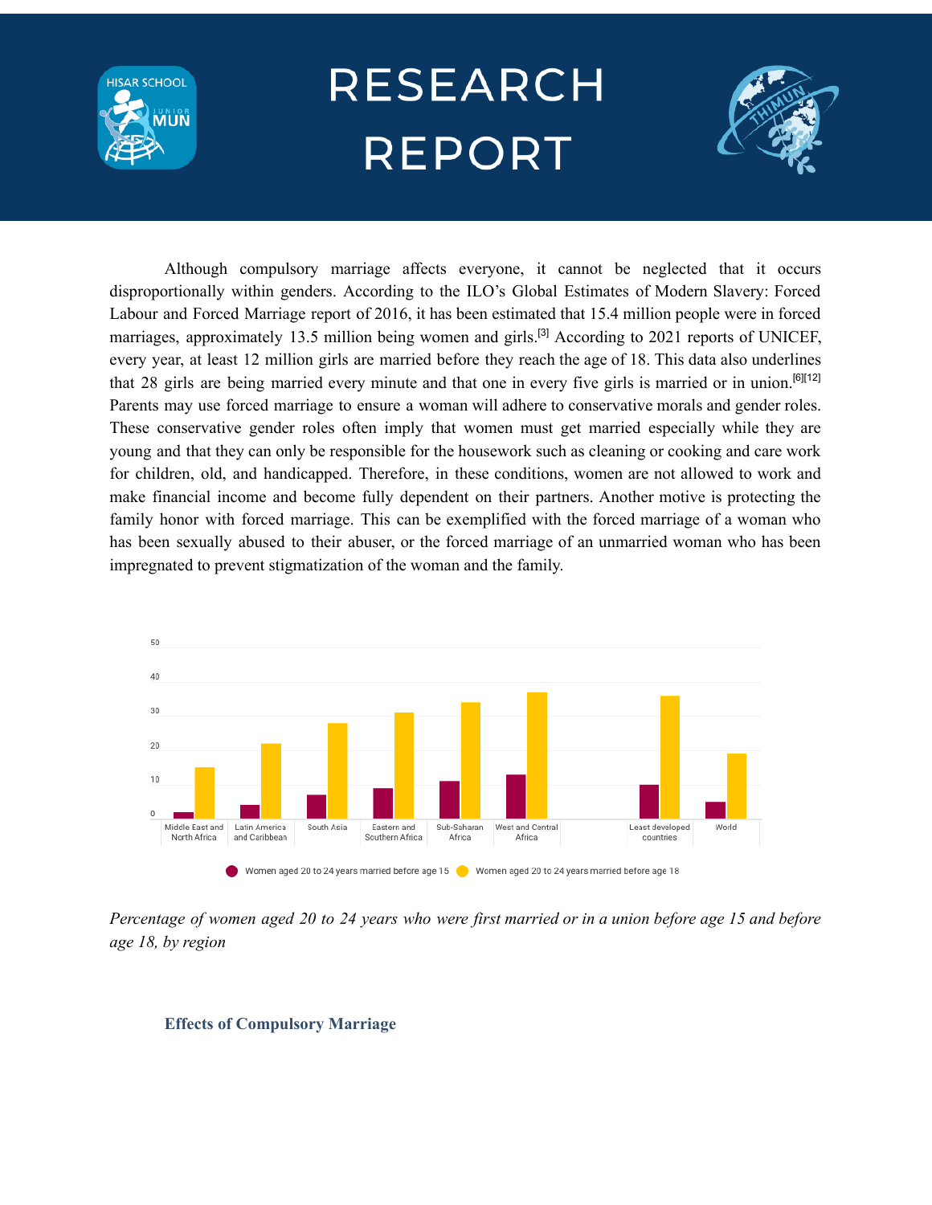Although compulsory marriage affects everyone, it cannot be neglected that it occurs disproportionally within genders. According to the ILO's Global Estimates of Modern Slavery: Forced Labour and Forced Marriage report of 2016, it has been estimated that 15.4 million people were in forced marriages, approximately 13.5 million being women and girls.[3] According to 2021 reports of UNICEF, every year, at least 12 million girls are married before they reach the age of 18. This data also underlines that 28 girls are being married every minute and that one in every five girls is married or in union.[6][12] Parents may use forced marriage to ensure a woman will adhere to conservative morals and gender roles. These conservative gender roles often imply that women must get married especially while they are young and that they can only be responsible for the housework such as cleaning or cooking and care work for children, old, and handicapped. Therefore, in these conditions, women are not allowed to work and make financial income and become fully dependent on their partners. Another motive is protecting the family honor with forced marriage. This can be exemplified with the forced marriage of a woman who has been sexually abused to their abuser, or the forced marriage of an unmarried woman who has been impregnated to prevent stigmatization of the woman and the family.

*Percentage of women aged 20 to 24 years who were first married or in a union before age 15 and before age 18, by region*

### Effects of Compulsory Marriage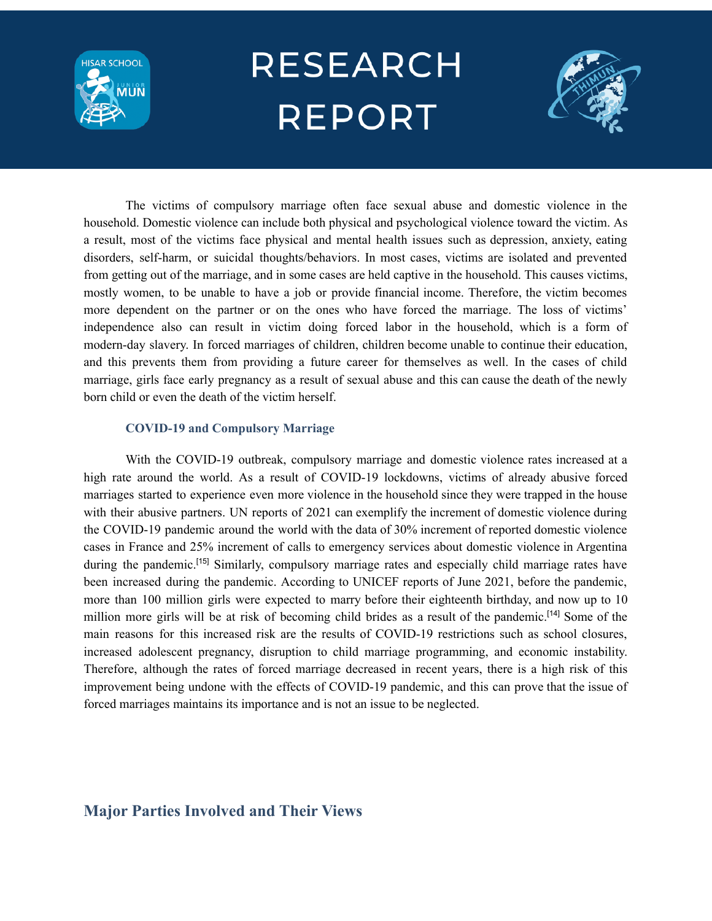The victims of compulsory marriage often face sexual abuse and domestic violence in the household. Domestic violence can include both physical and psychological violence toward the victim. As a result, most of the victims face physical and mental health issues such as depression, anxiety, eating disorders, self-harm, or suicidal thoughts/behaviors. In most cases, victims are isolated and prevented from getting out of the marriage, and in some cases are held captive in the household. This causes victims, mostly women, to be unable to have a job or provide financial income. Therefore, the victim becomes more dependent on the partner or on the ones who have forced the marriage. The loss of victims' independence also can result in victim doing forced labor in the household, which is a form of modern-day slavery. In forced marriages of children, children become unable to continue their education, and this prevents them from providing a future career for themselves as well. In the cases of child marriage, girls face early pregnancy as a result of sexual abuse and this can cause the death of the newly born child or even the death of the victim herself.

### COVID-19 and Compulsory Marriage

With the COVID-19 outbreak, compulsory marriage and domestic violence rates increased at a high rate around the world. As a result of COVID-19 lockdowns, victims of already abusive forced marriages started to experience even more violence in the household since they were trapped in the house with their abusive partners. UN reports of 2021 can exemplify the increment of domestic violence during the COVID-19 pandemic around the world with the data of 30% increment of reported domestic violence cases in France and 25% increment of calls to emergency services about domestic violence in Argentina during the pandemic.[15] Similarly, compulsory marriage rates and especially child marriage rates have been increased during the pandemic. According to UNICEF reports of June 2021, before the pandemic, more than 100 million girls were expected to marry before their eighteenth birthday, and now up to 10 million more girls will be at risk of becoming child brides as a result of the pandemic.[14] Some of the main reasons for this increased risk are the results of COVID-19 restrictions such as school closures, increased adolescent pregnancy, disruption to child marriage programming, and economic instability. Therefore, although the rates of forced marriage decreased in recent years, there is a high risk of this improvement being undone with the effects of COVID-19 pandemic, and this can prove that the issue of forced marriages maintains its importance and is not an issue to be neglected.

## Major Parties Involved and Their Views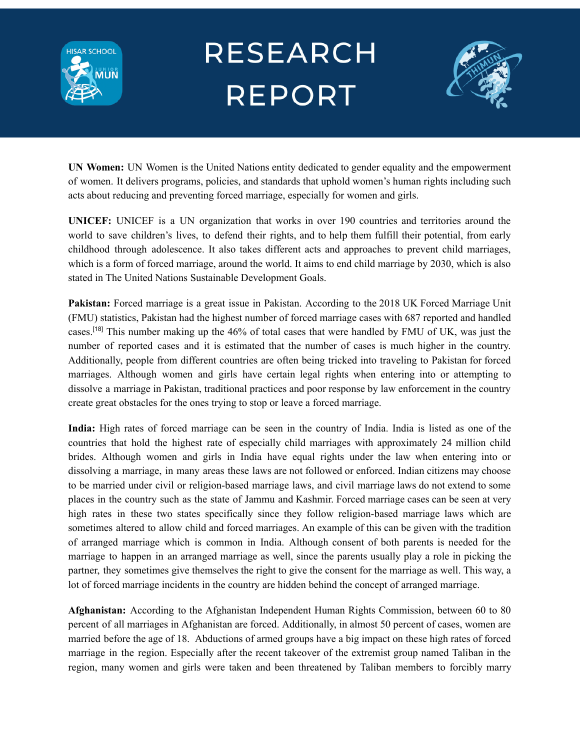**UN Women:** UN Women is the United Nations entity dedicated to gender equality and the empowerment of women. It delivers programs, policies, and standards that uphold women's human rights including such acts about reducing and preventing forced marriage, especially for women and girls.

**UNICEF:** UNICEF is a UN organization that works in over 190 countries and territories around the world to save children's lives, to defend their rights, and to help them fulfill their potential, from early childhood through adolescence. It also takes different acts and approaches to prevent child marriages, which is a form of forced marriage, around the world. It aims to end child marriage by 2030, which is also stated in The United Nations Sustainable Development Goals.

**Pakistan:** Forced marriage is a great issue in Pakistan. According to the 2018 UK Forced Marriage Unit (FMU) statistics, Pakistan had the highest number of forced marriage cases with 687 reported and handled cases.[18] This number making up the 46% of total cases that were handled by FMU of UK, was just the number of reported cases and it is estimated that the number of cases is much higher in the country. Additionally, people from different countries are often being tricked into traveling to Pakistan for forced marriages. Although women and girls have certain legal rights when entering into or attempting to dissolve a marriage in Pakistan, traditional practices and poor response by law enforcement in the country create great obstacles for the ones trying to stop or leave a forced marriage.

**India:** High rates of forced marriage can be seen in the country of India. India is listed as one of the countries that hold the highest rate of especially child marriages with approximately 24 million child brides. Although women and girls in India have equal rights under the law when entering into or dissolving a marriage, in many areas these laws are not followed or enforced. Indian citizens may choose to be married under civil or religion-based marriage laws, and civil marriage laws do not extend to some places in the country such as the state of Jammu and Kashmir. Forced marriage cases can be seen at very high rates in these two states specifically since they follow religion-based marriage laws which are sometimes altered to allow child and forced marriages. An example of this can be given with the tradition of arranged marriage which is common in India. Although consent of both parents is needed for the marriage to happen in an arranged marriage as well, since the parents usually play a role in picking the partner, they sometimes give themselves the right to give the consent for the marriage as well. This way, a lot of forced marriage incidents in the country are hidden behind the concept of arranged marriage.

**Afghanistan:** According to the Afghanistan Independent Human Rights Commission, between 60 to 80 percent of all marriages in Afghanistan are forced. Additionally, in almost 50 percent of cases, women are married before the age of 18. Abductions of armed groups have a big impact on these high rates of forced marriage in the region. Especially after the recent takeover of the extremist group named Taliban in the region, many women and girls were taken and been threatened by Taliban members to forcibly marry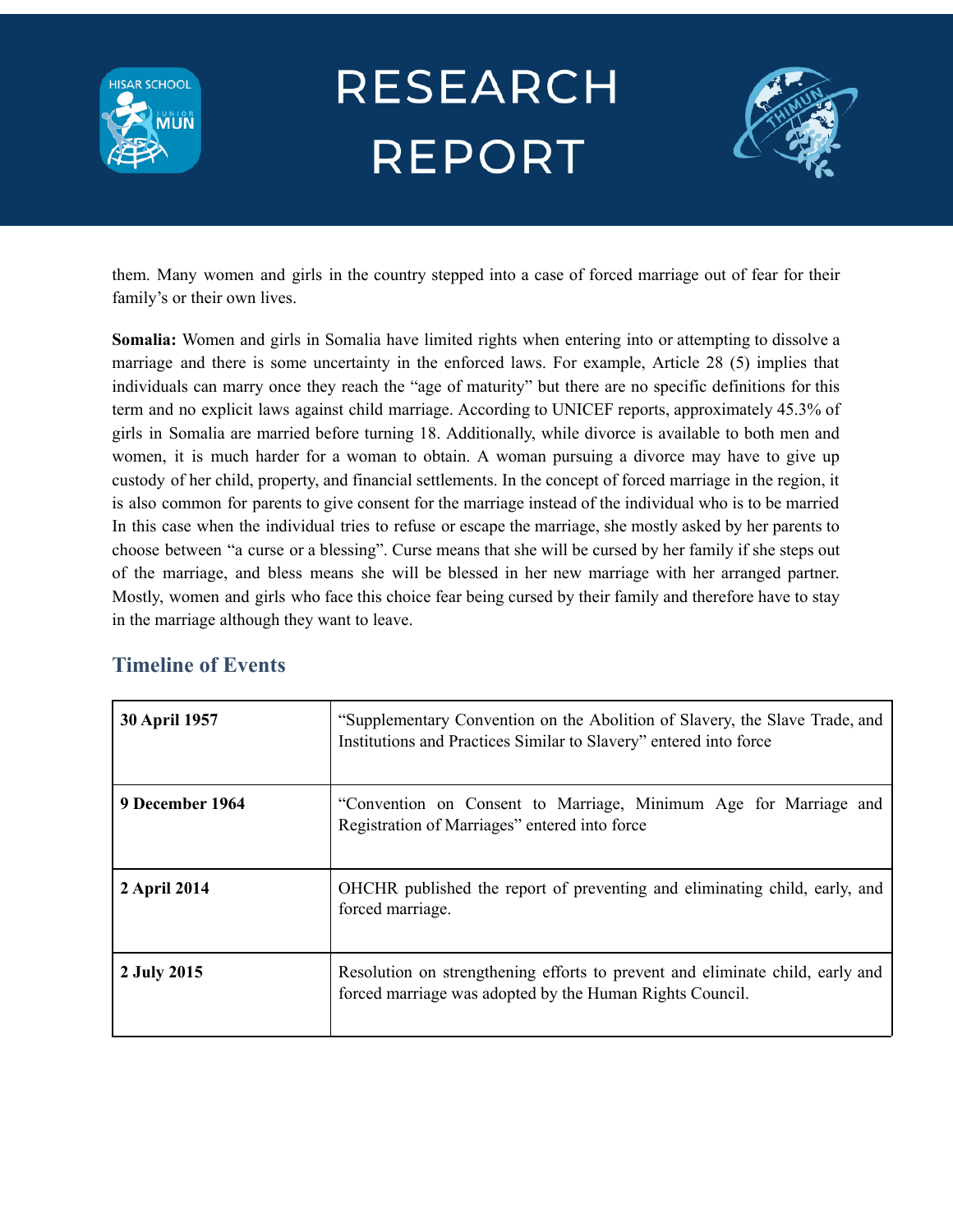them. Many women and girls in the country stepped into a case of forced marriage out of fear for their family's or their own lives.

**Somalia:** Women and girls in Somalia have limited rights when entering into or attempting to dissolve a marriage and there is some uncertainty in the enforced laws. For example, Article 28 (5) implies that individuals can marry once they reach the "age of maturity" but there are no specific definitions for this term and no explicit laws against child marriage. According to UNICEF reports, approximately 45.3% of girls in Somalia are married before turning 18. Additionally, while divorce is available to both men and women, it is much harder for a woman to obtain. A woman pursuing a divorce may have to give up custody of her child, property, and financial settlements. In the concept of forced marriage in the region, it is also common for parents to give consent for the marriage instead of the individual who is to be married In this case when the individual tries to refuse or escape the marriage, she mostly asked by her parents to choose between "a curse or a blessing". Curse means that she will be cursed by her family if she steps out of the marriage, and bless means she will be blessed in her new marriage with her arranged partner. Mostly, women and girls who face this choice fear being cursed by their family and therefore have to stay in the marriage although they want to leave.

## Timeline of Events

| Date | Event |
|---|---|
| **30 April 1957** | "Supplementary Convention on the Abolition of Slavery, the Slave Trade, and Institutions and Practices Similar to Slavery" entered into force |
| **9 December 1964** | "Convention on Consent to Marriage, Minimum Age for Marriage and Registration of Marriages" entered into force |
| **2 April 2014** | OHCHR published the report of preventing and eliminating child, early, and forced marriage. |
| **2 July 2015** | Resolution on strengthening efforts to prevent and eliminate child, early and forced marriage was adopted by the Human Rights Council. |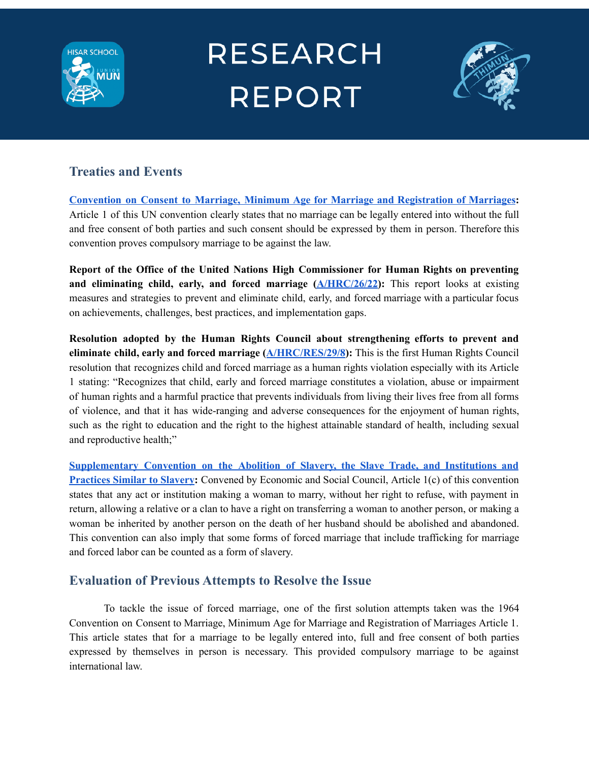## Treaties and Events

**[Convention on Consent to Marriage, Minimum Age for Marriage and Registration of Marriages](#):** Article 1 of this UN convention clearly states that no marriage can be legally entered into without the full and free consent of both parties and such consent should be expressed by them in person. Therefore this convention proves compulsory marriage to be against the law.

**Report of the Office of the United Nations High Commissioner for Human Rights on preventing and eliminating child, early, and forced marriage ([A/HRC/26/22](#)):** This report looks at existing measures and strategies to prevent and eliminate child, early, and forced marriage with a particular focus on achievements, challenges, best practices, and implementation gaps.

**Resolution adopted by the Human Rights Council about strengthening efforts to prevent and eliminate child, early and forced marriage ([A/HRC/RES/29/8](#)):** This is the first Human Rights Council resolution that recognizes child and forced marriage as a human rights violation especially with its Article 1 stating: "Recognizes that child, early and forced marriage constitutes a violation, abuse or impairment of human rights and a harmful practice that prevents individuals from living their lives free from all forms of violence, and that it has wide-ranging and adverse consequences for the enjoyment of human rights, such as the right to education and the right to the highest attainable standard of health, including sexual and reproductive health;"

**[Supplementary Convention on the Abolition of Slavery, the Slave Trade, and Institutions and Practices Similar to Slavery](#):** Convened by Economic and Social Council, Article 1(c) of this convention states that any act or institution making a woman to marry, without her right to refuse, with payment in return, allowing a relative or a clan to have a right on transferring a woman to another person, or making a woman be inherited by another person on the death of her husband should be abolished and abandoned. This convention can also imply that some forms of forced marriage that include trafficking for marriage and forced labor can be counted as a form of slavery.

## Evaluation of Previous Attempts to Resolve the Issue

To tackle the issue of forced marriage, one of the first solution attempts taken was the 1964 Convention on Consent to Marriage, Minimum Age for Marriage and Registration of Marriages Article 1. This article states that for a marriage to be legally entered into, full and free consent of both parties expressed by themselves in person is necessary. This provided compulsory marriage to be against international law.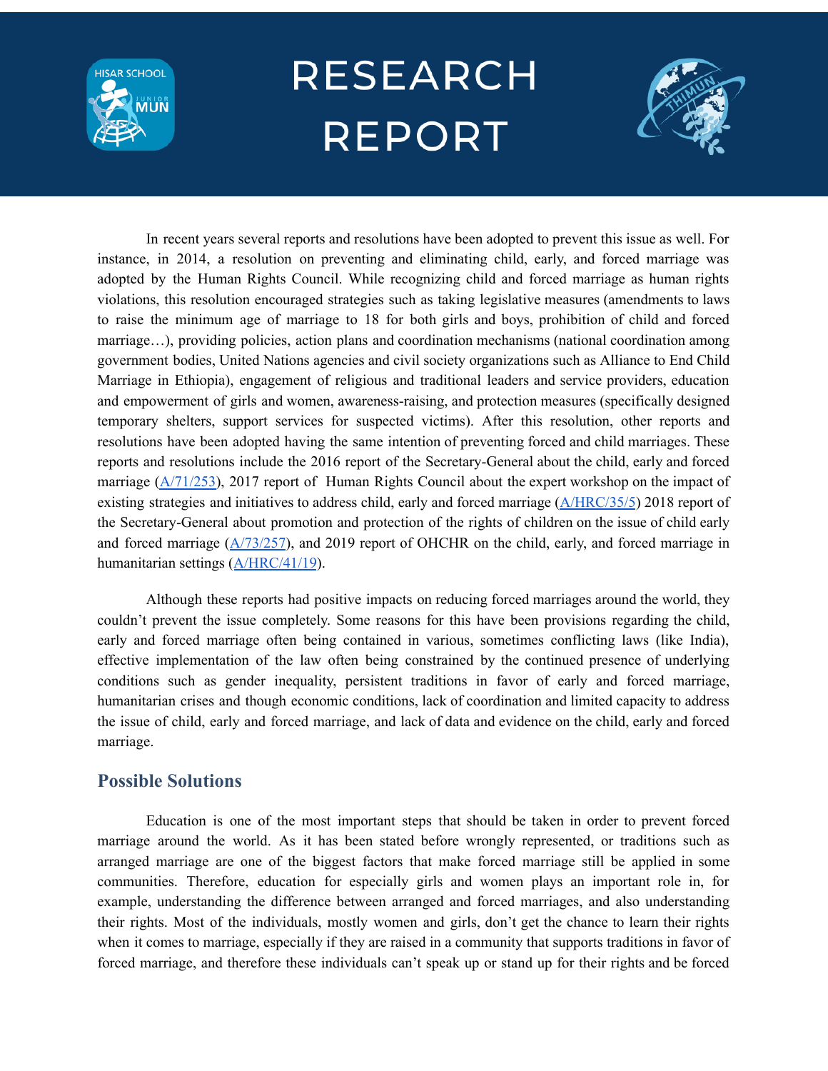In recent years several reports and resolutions have been adopted to prevent this issue as well. For instance, in 2014, a resolution on preventing and eliminating child, early, and forced marriage was adopted by the Human Rights Council. While recognizing child and forced marriage as human rights violations, this resolution encouraged strategies such as taking legislative measures (amendments to laws to raise the minimum age of marriage to 18 for both girls and boys, prohibition of child and forced marriage…), providing policies, action plans and coordination mechanisms (national coordination among government bodies, United Nations agencies and civil society organizations such as Alliance to End Child Marriage in Ethiopia), engagement of religious and traditional leaders and service providers, education and empowerment of girls and women, awareness-raising, and protection measures (specifically designed temporary shelters, support services for suspected victims). After this resolution, other reports and resolutions have been adopted having the same intention of preventing forced and child marriages. These reports and resolutions include the 2016 report of the Secretary-General about the child, early and forced marriage (A/71/253), 2017 report of Human Rights Council about the expert workshop on the impact of existing strategies and initiatives to address child, early and forced marriage (A/HRC/35/5) 2018 report of the Secretary-General about promotion and protection of the rights of children on the issue of child early and forced marriage (A/73/257), and 2019 report of OHCHR on the child, early, and forced marriage in humanitarian settings (A/HRC/41/19).

Although these reports had positive impacts on reducing forced marriages around the world, they couldn't prevent the issue completely. Some reasons for this have been provisions regarding the child, early and forced marriage often being contained in various, sometimes conflicting laws (like India), effective implementation of the law often being constrained by the continued presence of underlying conditions such as gender inequality, persistent traditions in favor of early and forced marriage, humanitarian crises and though economic conditions, lack of coordination and limited capacity to address the issue of child, early and forced marriage, and lack of data and evidence on the child, early and forced marriage.

## Possible Solutions

Education is one of the most important steps that should be taken in order to prevent forced marriage around the world. As it has been stated before wrongly represented, or traditions such as arranged marriage are one of the biggest factors that make forced marriage still be applied in some communities. Therefore, education for especially girls and women plays an important role in, for example, understanding the difference between arranged and forced marriages, and also understanding their rights. Most of the individuals, mostly women and girls, don't get the chance to learn their rights when it comes to marriage, especially if they are raised in a community that supports traditions in favor of forced marriage, and therefore these individuals can't speak up or stand up for their rights and be forced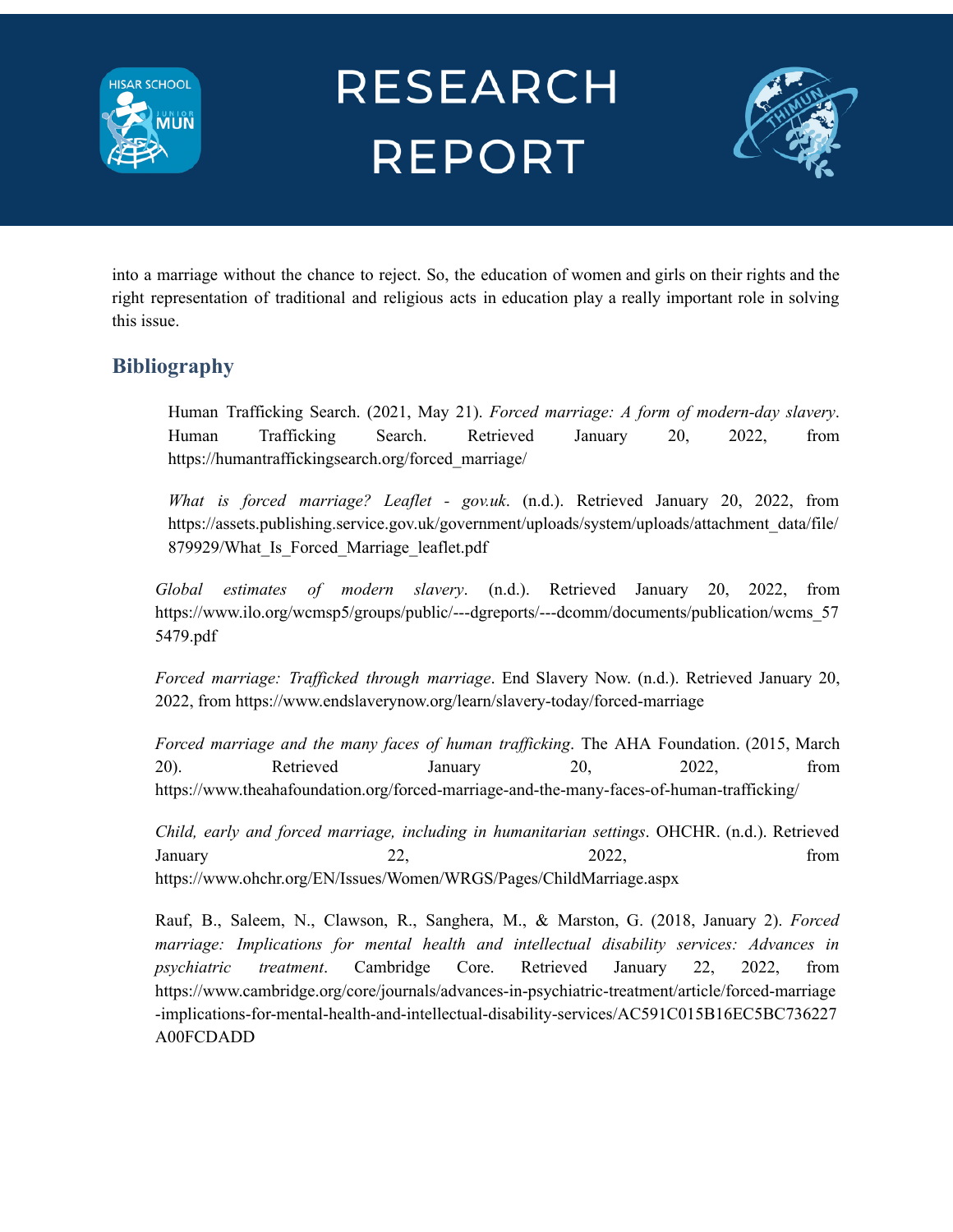into a marriage without the chance to reject. So, the education of women and girls on their rights and the right representation of traditional and religious acts in education play a really important role in solving this issue.

## Bibliography

Human Trafficking Search. (2021, May 21). *Forced marriage: A form of modern-day slavery*. Human Trafficking Search. Retrieved January 20, 2022, from https://humantraffickingsearch.org/forced_marriage/

*What is forced marriage? Leaflet - gov.uk*. (n.d.). Retrieved January 20, 2022, from https://assets.publishing.service.gov.uk/government/uploads/system/uploads/attachment_data/file/879929/What_Is_Forced_Marriage_leaflet.pdf

*Global estimates of modern slavery*. (n.d.). Retrieved January 20, 2022, from https://www.ilo.org/wcmsp5/groups/public/---dgreports/---dcomm/documents/publication/wcms_575479.pdf

*Forced marriage: Trafficked through marriage*. End Slavery Now. (n.d.). Retrieved January 20, 2022, from https://www.endslaverynow.org/learn/slavery-today/forced-marriage

*Forced marriage and the many faces of human trafficking*. The AHA Foundation. (2015, March 20). Retrieved January 20, 2022, from https://www.theahafoundation.org/forced-marriage-and-the-many-faces-of-human-trafficking/

*Child, early and forced marriage, including in humanitarian settings*. OHCHR. (n.d.). Retrieved January 22, 2022, from https://www.ohchr.org/EN/Issues/Women/WRGS/Pages/ChildMarriage.aspx

Rauf, B., Saleem, N., Clawson, R., Sanghera, M., & Marston, G. (2018, January 2). *Forced marriage: Implications for mental health and intellectual disability services: Advances in psychiatric treatment*. Cambridge Core. Retrieved January 22, 2022, from https://www.cambridge.org/core/journals/advances-in-psychiatric-treatment/article/forced-marriage-implications-for-mental-health-and-intellectual-disability-services/AC591C015B16EC5BC736227A00FCDADD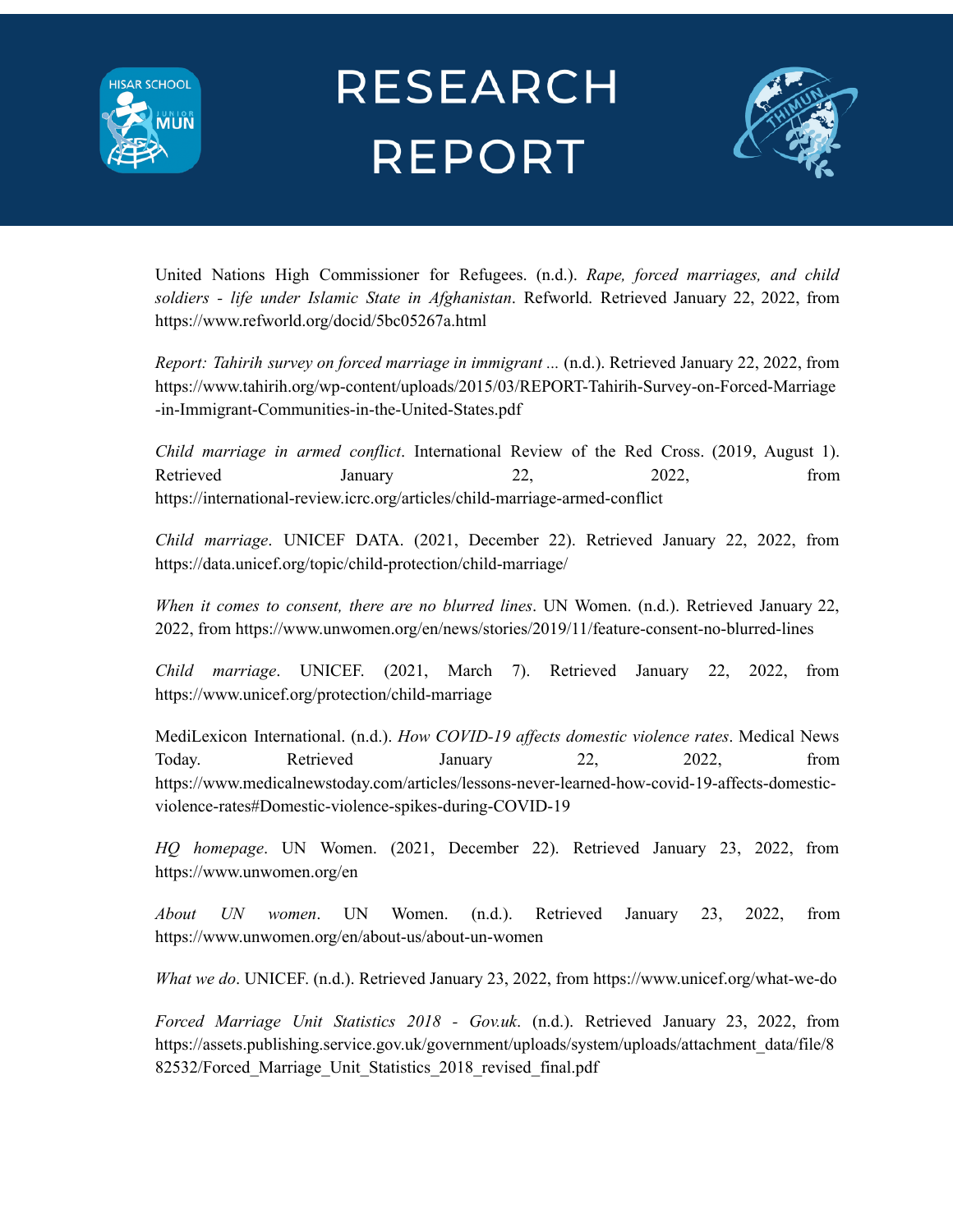United Nations High Commissioner for Refugees. (n.d.). *Rape, forced marriages, and child soldiers - life under Islamic State in Afghanistan*. Refworld. Retrieved January 22, 2022, from https://www.refworld.org/docid/5bc05267a.html

*Report: Tahirih survey on forced marriage in immigrant ...* (n.d.). Retrieved January 22, 2022, from https://www.tahirih.org/wp-content/uploads/2015/03/REPORT-Tahirih-Survey-on-Forced-Marriage-in-Immigrant-Communities-in-the-United-States.pdf

*Child marriage in armed conflict*. International Review of the Red Cross. (2019, August 1). Retrieved January 22, 2022, from https://international-review.icrc.org/articles/child-marriage-armed-conflict

*Child marriage*. UNICEF DATA. (2021, December 22). Retrieved January 22, 2022, from https://data.unicef.org/topic/child-protection/child-marriage/

*When it comes to consent, there are no blurred lines*. UN Women. (n.d.). Retrieved January 22, 2022, from https://www.unwomen.org/en/news/stories/2019/11/feature-consent-no-blurred-lines

*Child marriage*. UNICEF. (2021, March 7). Retrieved January 22, 2022, from https://www.unicef.org/protection/child-marriage

MediLexicon International. (n.d.). *How COVID-19 affects domestic violence rates*. Medical News Today. Retrieved January 22, 2022, from https://www.medicalnewstoday.com/articles/lessons-never-learned-how-covid-19-affects-domestic-violence-rates#Domestic-violence-spikes-during-COVID-19

*HQ homepage*. UN Women. (2021, December 22). Retrieved January 23, 2022, from https://www.unwomen.org/en

*About UN women*. UN Women. (n.d.). Retrieved January 23, 2022, from https://www.unwomen.org/en/about-us/about-un-women

*What we do*. UNICEF. (n.d.). Retrieved January 23, 2022, from https://www.unicef.org/what-we-do

*Forced Marriage Unit Statistics 2018 - Gov.uk*. (n.d.). Retrieved January 23, 2022, from https://assets.publishing.service.gov.uk/government/uploads/system/uploads/attachment_data/file/882532/Forced_Marriage_Unit_Statistics_2018_revised_final.pdf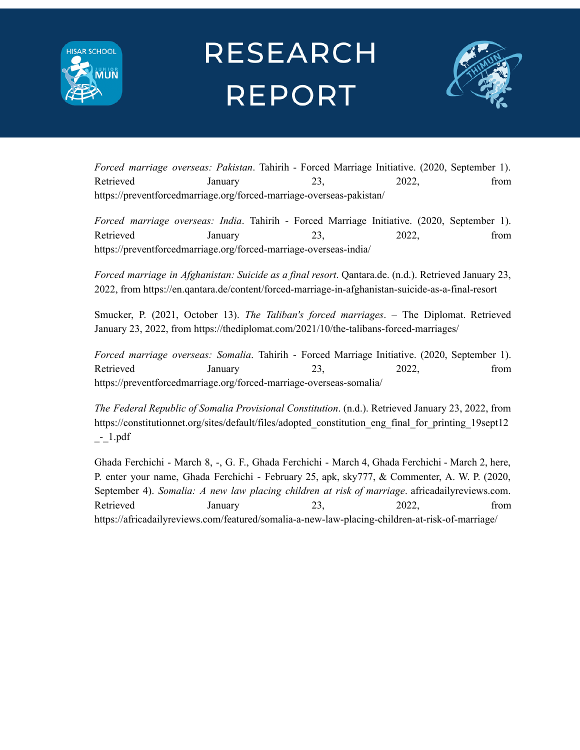*Forced marriage overseas: Pakistan*. Tahirih - Forced Marriage Initiative. (2020, September 1). Retrieved January 23, 2022, from https://preventforcedmarriage.org/forced-marriage-overseas-pakistan/

*Forced marriage overseas: India*. Tahirih - Forced Marriage Initiative. (2020, September 1). Retrieved January 23, 2022, from https://preventforcedmarriage.org/forced-marriage-overseas-india/

*Forced marriage in Afghanistan: Suicide as a final resort*. Qantara.de. (n.d.). Retrieved January 23, 2022, from https://en.qantara.de/content/forced-marriage-in-afghanistan-suicide-as-a-final-resort

Smucker, P. (2021, October 13). *The Taliban's forced marriages*. – The Diplomat. Retrieved January 23, 2022, from https://thediplomat.com/2021/10/the-talibans-forced-marriages/

*Forced marriage overseas: Somalia*. Tahirih - Forced Marriage Initiative. (2020, September 1). Retrieved January 23, 2022, from https://preventforcedmarriage.org/forced-marriage-overseas-somalia/

*The Federal Republic of Somalia Provisional Constitution*. (n.d.). Retrieved January 23, 2022, from https://constitutionnet.org/sites/default/files/adopted_constitution_eng_final_for_printing_19sept12_-_1.pdf

Ghada Ferchichi - March 8, -, G. F., Ghada Ferchichi - March 4, Ghada Ferchichi - March 2, here, P. enter your name, Ghada Ferchichi - February 25, apk, sky777, & Commenter, A. W. P. (2020, September 4). *Somalia: A new law placing children at risk of marriage*. africadailyreviews.com. Retrieved January 23, 2022, from https://africadailyreviews.com/featured/somalia-a-new-law-placing-children-at-risk-of-marriage/